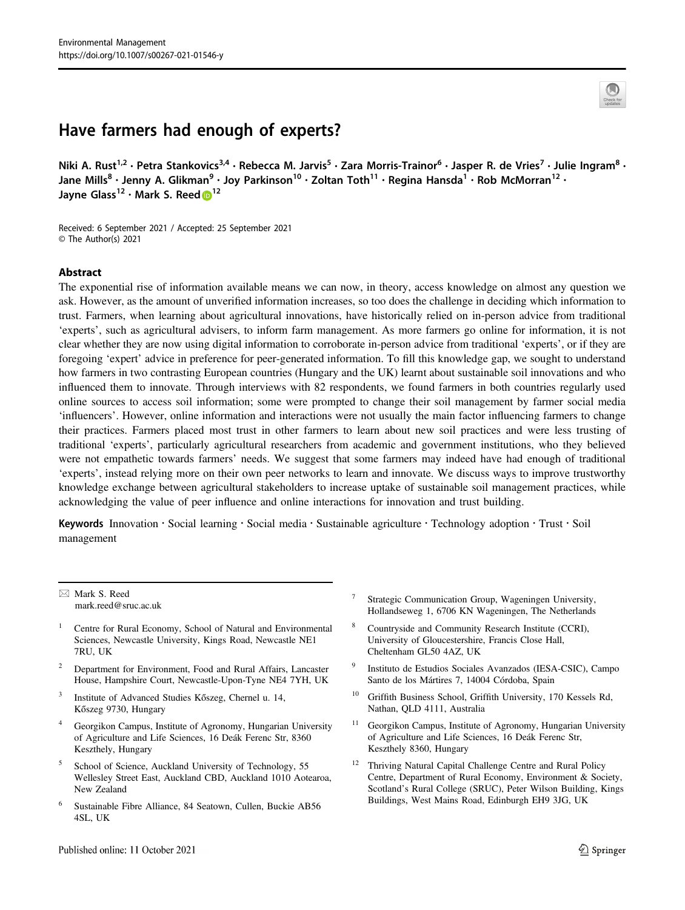# Have farmers had enough of experts?

Niki A. Rust[1,2] · Petra Stankovics[3,4] · Rebecca M. Jarvis[5] · Zara Morris-Trainor[6] · Jasper R. de Vries[7] · Julie Ingram[8] · Jane Mills[8] · Jenny A. Glikman[9] · Joy Parkinson[10] · Zoltan Toth[11] · Regina Hansda[1] · Rob McMorran[12] · Jayne Glass[12] · Mark S. Reed[12]

Received: 6 September 2021 / Accepted: 25 September 2021
© The Author(s) 2021

## Abstract

The exponential rise of information available means we can now, in theory, access knowledge on almost any question we ask. However, as the amount of unverified information increases, so too does the challenge in deciding which information to trust. Farmers, when learning about agricultural innovations, have historically relied on in-person advice from traditional 'experts', such as agricultural advisers, to inform farm management. As more farmers go online for information, it is not clear whether they are now using digital information to corroborate in-person advice from traditional 'experts', or if they are foregoing 'expert' advice in preference for peer-generated information. To fill this knowledge gap, we sought to understand how farmers in two contrasting European countries (Hungary and the UK) learnt about sustainable soil innovations and who influenced them to innovate. Through interviews with 82 respondents, we found farmers in both countries regularly used online sources to access soil information; some were prompted to change their soil management by farmer social media 'influencers'. However, online information and interactions were not usually the main factor influencing farmers to change their practices. Farmers placed most trust in other farmers to learn about new soil practices and were less trusting of traditional 'experts', particularly agricultural researchers from academic and government institutions, who they believed were not empathetic towards farmers' needs. We suggest that some farmers may indeed have had enough of traditional 'experts', instead relying more on their own peer networks to learn and innovate. We discuss ways to improve trustworthy knowledge exchange between agricultural stakeholders to increase uptake of sustainable soil management practices, while acknowledging the value of peer influence and online interactions for innovation and trust building.

**Keywords** Innovation · Social learning · Social media · Sustainable agriculture · Technology adoption · Trust · Soil management

---

✉ Mark S. Reed
mark.reed@sruc.ac.uk

[1] Centre for Rural Economy, School of Natural and Environmental Sciences, Newcastle University, Kings Road, Newcastle NE1 7RU, UK

[2] Department for Environment, Food and Rural Affairs, Lancaster House, Hampshire Court, Newcastle-Upon-Tyne NE4 7YH, UK

[3] Institute of Advanced Studies Kőszeg, Chernel u. 14, Kőszeg 9730, Hungary

[4] Georgikon Campus, Institute of Agronomy, Hungarian University of Agriculture and Life Sciences, 16 Deák Ferenc Str, 8360 Keszthely, Hungary

[5] School of Science, Auckland University of Technology, 55 Wellesley Street East, Auckland CBD, Auckland 1010 Aotearoa, New Zealand

[6] Sustainable Fibre Alliance, 84 Seatown, Cullen, Buckie AB56 4SL, UK

[7] Strategic Communication Group, Wageningen University, Hollandseweg 1, 6706 KN Wageningen, The Netherlands

[8] Countryside and Community Research Institute (CCRI), University of Gloucestershire, Francis Close Hall, Cheltenham GL50 4AZ, UK

[9] Instituto de Estudios Sociales Avanzados (IESA-CSIC), Campo Santo de los Mártires 7, 14004 Córdoba, Spain

[10] Griffith Business School, Griffith University, 170 Kessels Rd, Nathan, QLD 4111, Australia

[11] Georgikon Campus, Institute of Agronomy, Hungarian University of Agriculture and Life Sciences, 16 Deák Ferenc Str, Keszthely 8360, Hungary

[12] Thriving Natural Capital Challenge Centre and Rural Policy Centre, Department of Rural Economy, Environment & Society, Scotland's Rural College (SRUC), Peter Wilson Building, Kings Buildings, West Mains Road, Edinburgh EH9 3JG, UK

Published online: 11 October 2021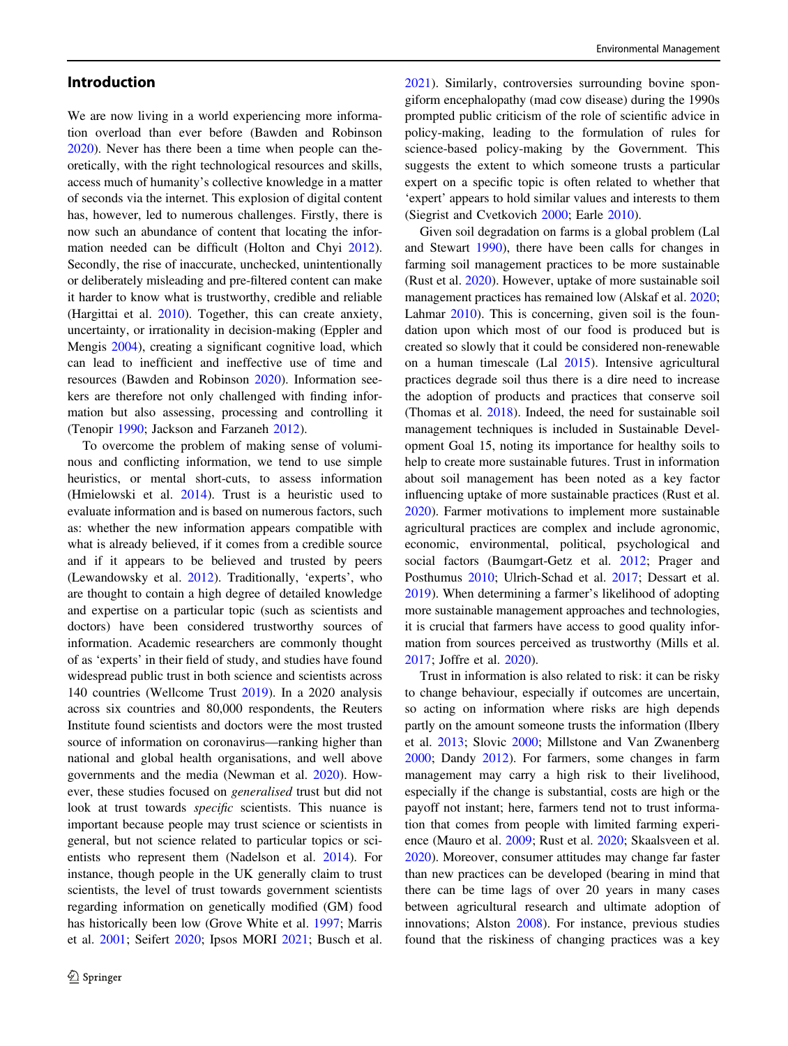## Introduction

We are now living in a world experiencing more information overload than ever before (Bawden and Robinson 2020). Never has there been a time when people can theoretically, with the right technological resources and skills, access much of humanity's collective knowledge in a matter of seconds via the internet. This explosion of digital content has, however, led to numerous challenges. Firstly, there is now such an abundance of content that locating the information needed can be difficult (Holton and Chyi 2012). Secondly, the rise of inaccurate, unchecked, unintentionally or deliberately misleading and pre-filtered content can make it harder to know what is trustworthy, credible and reliable (Hargittai et al. 2010). Together, this can create anxiety, uncertainty, or irrationality in decision-making (Eppler and Mengis 2004), creating a significant cognitive load, which can lead to inefficient and ineffective use of time and resources (Bawden and Robinson 2020). Information seekers are therefore not only challenged with finding information but also assessing, processing and controlling it (Tenopir 1990; Jackson and Farzaneh 2012).

To overcome the problem of making sense of voluminous and conflicting information, we tend to use simple heuristics, or mental short-cuts, to assess information (Hmielowski et al. 2014). Trust is a heuristic used to evaluate information and is based on numerous factors, such as: whether the new information appears compatible with what is already believed, if it comes from a credible source and if it appears to be believed and trusted by peers (Lewandowsky et al. 2012). Traditionally, 'experts', who are thought to contain a high degree of detailed knowledge and expertise on a particular topic (such as scientists and doctors) have been considered trustworthy sources of information. Academic researchers are commonly thought of as 'experts' in their field of study, and studies have found widespread public trust in both science and scientists across 140 countries (Wellcome Trust 2019). In a 2020 analysis across six countries and 80,000 respondents, the Reuters Institute found scientists and doctors were the most trusted source of information on coronavirus—ranking higher than national and global health organisations, and well above governments and the media (Newman et al. 2020). However, these studies focused on *generalised* trust but did not look at trust towards *specific* scientists. This nuance is important because people may trust science or scientists in general, but not science related to particular topics or scientists who represent them (Nadelson et al. 2014). For instance, though people in the UK generally claim to trust scientists, the level of trust towards government scientists regarding information on genetically modified (GM) food has historically been low (Grove White et al. 1997; Marris et al. 2001; Seifert 2020; Ipsos MORI 2021; Busch et al. 2021). Similarly, controversies surrounding bovine spongiform encephalopathy (mad cow disease) during the 1990s prompted public criticism of the role of scientific advice in policy-making, leading to the formulation of rules for science-based policy-making by the Government. This suggests the extent to which someone trusts a particular expert on a specific topic is often related to whether that 'expert' appears to hold similar values and interests to them (Siegrist and Cvetkovich 2000; Earle 2010).

Given soil degradation on farms is a global problem (Lal and Stewart 1990), there have been calls for changes in farming soil management practices to be more sustainable (Rust et al. 2020). However, uptake of more sustainable soil management practices has remained low (Alskaf et al. 2020; Lahmar 2010). This is concerning, given soil is the foundation upon which most of our food is produced but is created so slowly that it could be considered non-renewable on a human timescale (Lal 2015). Intensive agricultural practices degrade soil thus there is a dire need to increase the adoption of products and practices that conserve soil (Thomas et al. 2018). Indeed, the need for sustainable soil management techniques is included in Sustainable Development Goal 15, noting its importance for healthy soils to help to create more sustainable futures. Trust in information about soil management has been noted as a key factor influencing uptake of more sustainable practices (Rust et al. 2020). Farmer motivations to implement more sustainable agricultural practices are complex and include agronomic, economic, environmental, political, psychological and social factors (Baumgart-Getz et al. 2012; Prager and Posthumus 2010; Ulrich-Schad et al. 2017; Dessart et al. 2019). When determining a farmer's likelihood of adopting more sustainable management approaches and technologies, it is crucial that farmers have access to good quality information from sources perceived as trustworthy (Mills et al. 2017; Joffre et al. 2020).

Trust in information is also related to risk: it can be risky to change behaviour, especially if outcomes are uncertain, so acting on information where risks are high depends partly on the amount someone trusts the information (Ilbery et al. 2013; Slovic 2000; Millstone and Van Zwanenberg 2000; Dandy 2012). For farmers, some changes in farm management may carry a high risk to their livelihood, especially if the change is substantial, costs are high or the payoff not instant; here, farmers tend not to trust information that comes from people with limited farming experience (Mauro et al. 2009; Rust et al. 2020; Skaalsveen et al. 2020). Moreover, consumer attitudes may change far faster than new practices can be developed (bearing in mind that there can be time lags of over 20 years in many cases between agricultural research and ultimate adoption of innovations; Alston 2008). For instance, previous studies found that the riskiness of changing practices was a key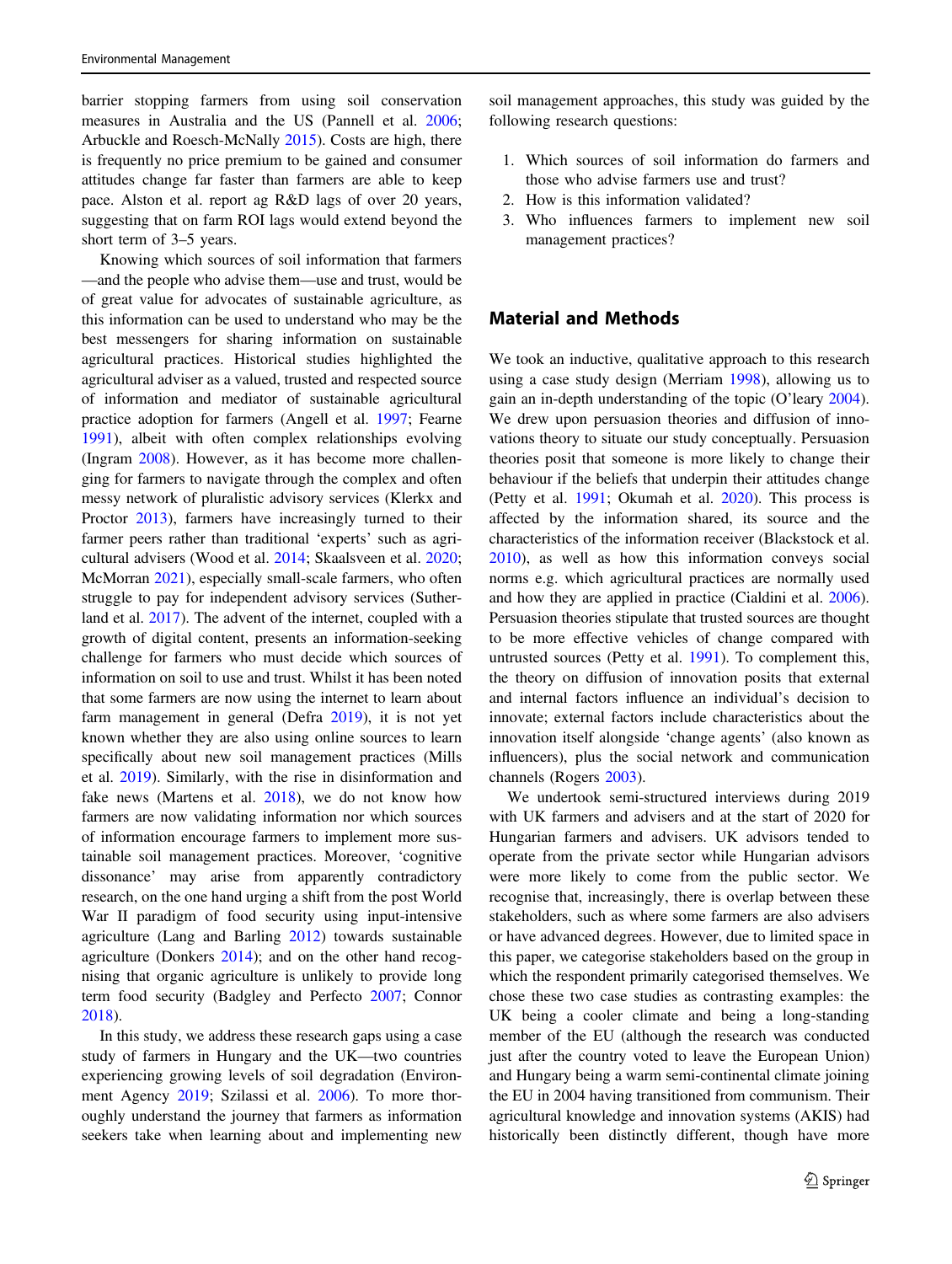barrier stopping farmers from using soil conservation measures in Australia and the US (Pannell et al. 2006; Arbuckle and Roesch-McNally 2015). Costs are high, there is frequently no price premium to be gained and consumer attitudes change far faster than farmers are able to keep pace. Alston et al. report ag R&D lags of over 20 years, suggesting that on farm ROI lags would extend beyond the short term of 3–5 years.

Knowing which sources of soil information that farmers—and the people who advise them—use and trust, would be of great value for advocates of sustainable agriculture, as this information can be used to understand who may be the best messengers for sharing information on sustainable agricultural practices. Historical studies highlighted the agricultural adviser as a valued, trusted and respected source of information and mediator of sustainable agricultural practice adoption for farmers (Angell et al. 1997; Fearne 1991), albeit with often complex relationships evolving (Ingram 2008). However, as it has become more challenging for farmers to navigate through the complex and often messy network of pluralistic advisory services (Klerkx and Proctor 2013), farmers have increasingly turned to their farmer peers rather than traditional 'experts' such as agricultural advisers (Wood et al. 2014; Skaalsveen et al. 2020; McMorran 2021), especially small-scale farmers, who often struggle to pay for independent advisory services (Sutherland et al. 2017). The advent of the internet, coupled with a growth of digital content, presents an information-seeking challenge for farmers who must decide which sources of information on soil to use and trust. Whilst it has been noted that some farmers are now using the internet to learn about farm management in general (Defra 2019), it is not yet known whether they are also using online sources to learn specifically about new soil management practices (Mills et al. 2019). Similarly, with the rise in disinformation and fake news (Martens et al. 2018), we do not know how farmers are now validating information nor which sources of information encourage farmers to implement more sustainable soil management practices. Moreover, 'cognitive dissonance' may arise from apparently contradictory research, on the one hand urging a shift from the post World War II paradigm of food security using input-intensive agriculture (Lang and Barling 2012) towards sustainable agriculture (Donkers 2014); and on the other hand recognising that organic agriculture is unlikely to provide long term food security (Badgley and Perfecto 2007; Connor 2018).

In this study, we address these research gaps using a case study of farmers in Hungary and the UK—two countries experiencing growing levels of soil degradation (Environment Agency 2019; Szilassi et al. 2006). To more thoroughly understand the journey that farmers as information seekers take when learning about and implementing new soil management approaches, this study was guided by the following research questions:

1. Which sources of soil information do farmers and those who advise farmers use and trust?
2. How is this information validated?
3. Who influences farmers to implement new soil management practices?

## Material and Methods

We took an inductive, qualitative approach to this research using a case study design (Merriam 1998), allowing us to gain an in-depth understanding of the topic (O'leary 2004). We drew upon persuasion theories and diffusion of innovations theory to situate our study conceptually. Persuasion theories posit that someone is more likely to change their behaviour if the beliefs that underpin their attitudes change (Petty et al. 1991; Okumah et al. 2020). This process is affected by the information shared, its source and the characteristics of the information receiver (Blackstock et al. 2010), as well as how this information conveys social norms e.g. which agricultural practices are normally used and how they are applied in practice (Cialdini et al. 2006). Persuasion theories stipulate that trusted sources are thought to be more effective vehicles of change compared with untrusted sources (Petty et al. 1991). To complement this, the theory on diffusion of innovation posits that external and internal factors influence an individual's decision to innovate; external factors include characteristics about the innovation itself alongside 'change agents' (also known as influencers), plus the social network and communication channels (Rogers 2003).

We undertook semi-structured interviews during 2019 with UK farmers and advisers and at the start of 2020 for Hungarian farmers and advisers. UK advisors tended to operate from the private sector while Hungarian advisors were more likely to come from the public sector. We recognise that, increasingly, there is overlap between these stakeholders, such as where some farmers are also advisers or have advanced degrees. However, due to limited space in this paper, we categorise stakeholders based on the group in which the respondent primarily categorised themselves. We chose these two case studies as contrasting examples: the UK being a cooler climate and being a long-standing member of the EU (although the research was conducted just after the country voted to leave the European Union) and Hungary being a warm semi-continental climate joining the EU in 2004 having transitioned from communism. Their agricultural knowledge and innovation systems (AKIS) had historically been distinctly different, though have more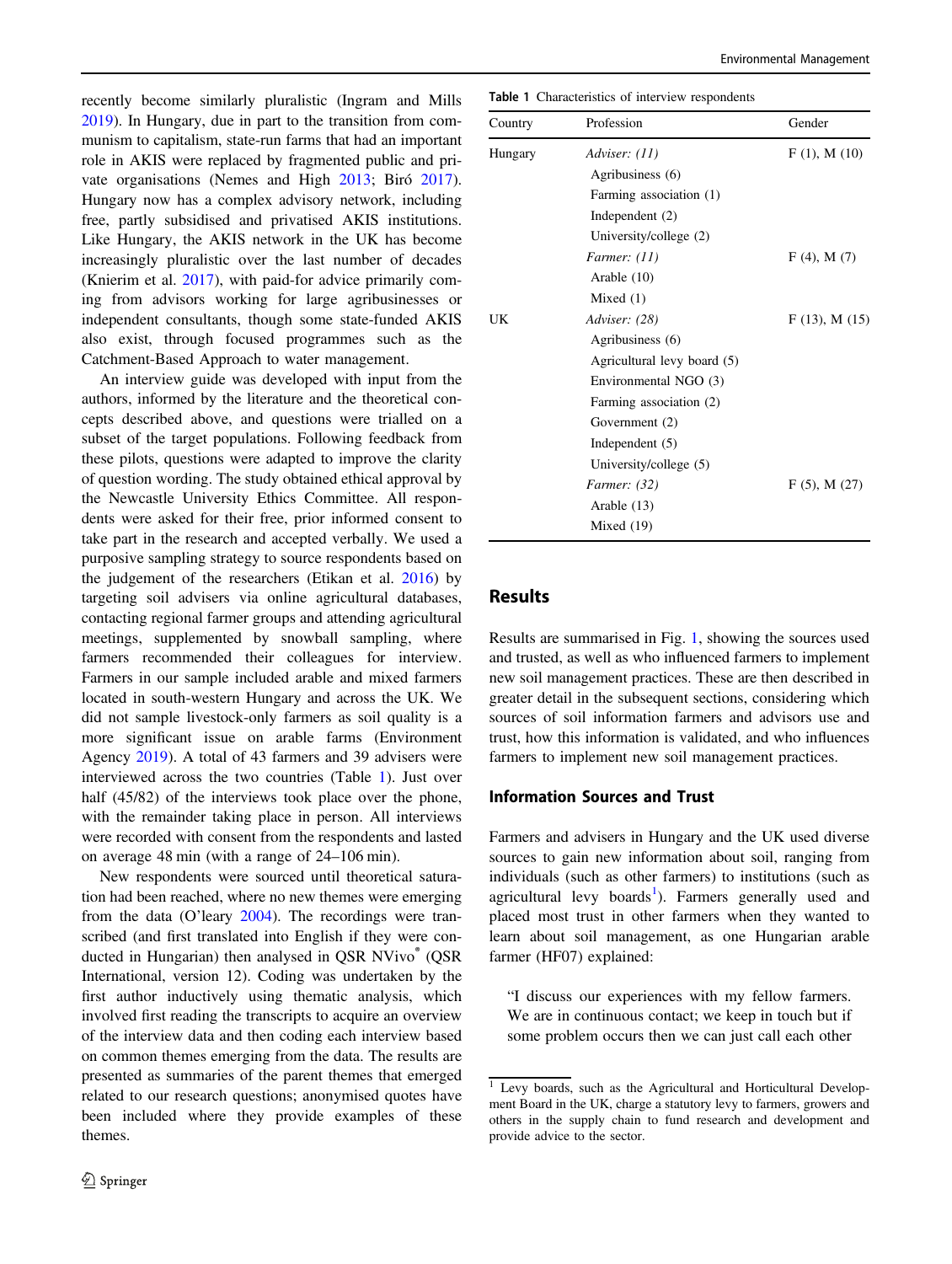recently become similarly pluralistic (Ingram and Mills 2019). In Hungary, due in part to the transition from communism to capitalism, state-run farms that had an important role in AKIS were replaced by fragmented public and private organisations (Nemes and High 2013; Biró 2017). Hungary now has a complex advisory network, including free, partly subsidised and privatised AKIS institutions. Like Hungary, the AKIS network in the UK has become increasingly pluralistic over the last number of decades (Knierim et al. 2017), with paid-for advice primarily coming from advisors working for large agribusinesses or independent consultants, though some state-funded AKIS also exist, through focused programmes such as the Catchment-Based Approach to water management.

An interview guide was developed with input from the authors, informed by the literature and the theoretical concepts described above, and questions were trialled on a subset of the target populations. Following feedback from these pilots, questions were adapted to improve the clarity of question wording. The study obtained ethical approval by the Newcastle University Ethics Committee. All respondents were asked for their free, prior informed consent to take part in the research and accepted verbally. We used a purposive sampling strategy to source respondents based on the judgement of the researchers (Etikan et al. 2016) by targeting soil advisers via online agricultural databases, contacting regional farmer groups and attending agricultural meetings, supplemented by snowball sampling, where farmers recommended their colleagues for interview. Farmers in our sample included arable and mixed farmers located in south-western Hungary and across the UK. We did not sample livestock-only farmers as soil quality is a more significant issue on arable farms (Environment Agency 2019). A total of 43 farmers and 39 advisers were interviewed across the two countries (Table 1). Just over half (45/82) of the interviews took place over the phone, with the remainder taking place in person. All interviews were recorded with consent from the respondents and lasted on average 48 min (with a range of 24–106 min).

New respondents were sourced until theoretical saturation had been reached, where no new themes were emerging from the data (O'leary 2004). The recordings were transcribed (and first translated into English if they were conducted in Hungarian) then analysed in QSR NVivo® (QSR International, version 12). Coding was undertaken by the first author inductively using thematic analysis, which involved first reading the transcripts to acquire an overview of the interview data and then coding each interview based on common themes emerging from the data. The results are presented as summaries of the parent themes that emerged related to our research questions; anonymised quotes have been included where they provide examples of these themes.

**Table 1** Characteristics of interview respondents

| Country | Profession | Gender |
|---|---|---|
| Hungary | *Adviser: (11)* | F (1), M (10) |
| | Agribusiness (6) | |
| | Farming association (1) | |
| | Independent (2) | |
| | University/college (2) | |
| | *Farmer: (11)* | F (4), M (7) |
| | Arable (10) | |
| | Mixed (1) | |
| UK | *Adviser: (28)* | F (13), M (15) |
| | Agribusiness (6) | |
| | Agricultural levy board (5) | |
| | Environmental NGO (3) | |
| | Farming association (2) | |
| | Government (2) | |
| | Independent (5) | |
| | University/college (5) | |
| | *Farmer: (32)* | F (5), M (27) |
| | Arable (13) | |
| | Mixed (19) | |

## Results

Results are summarised in Fig. 1, showing the sources used and trusted, as well as who influenced farmers to implement new soil management practices. These are then described in greater detail in the subsequent sections, considering which sources of soil information farmers and advisors use and trust, how this information is validated, and who influences farmers to implement new soil management practices.

### Information Sources and Trust

Farmers and advisers in Hungary and the UK used diverse sources to gain new information about soil, ranging from individuals (such as other farmers) to institutions (such as agricultural levy boards[1]). Farmers generally used and placed most trust in other farmers when they wanted to learn about soil management, as one Hungarian arable farmer (HF07) explained:

> "I discuss our experiences with my fellow farmers. We are in continuous contact; we keep in touch but if some problem occurs then we can just call each other

[1] Levy boards, such as the Agricultural and Horticultural Development Board in the UK, charge a statutory levy to farmers, growers and others in the supply chain to fund research and development and provide advice to the sector.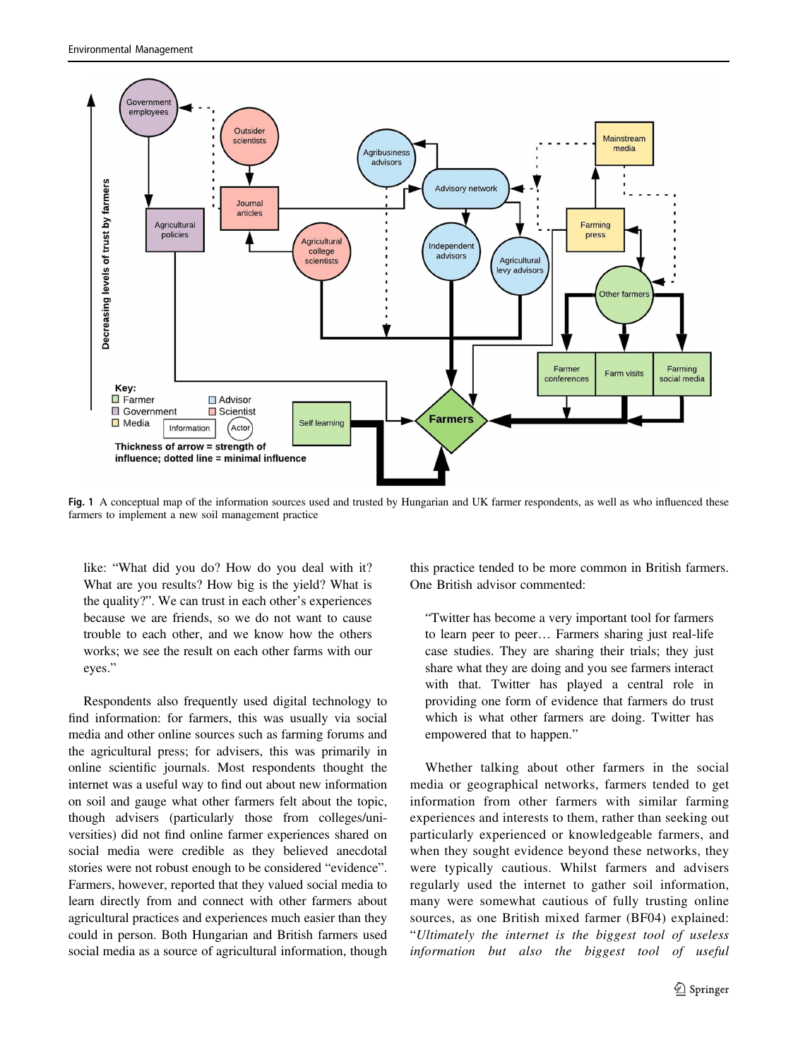**Fig. 1** A conceptual map of the information sources used and trusted by Hungarian and UK farmer respondents, as well as who influenced these farmers to implement a new soil management practice

like: "What did you do? How do you deal with it? What are you results? How big is the yield? What is the quality?". We can trust in each other's experiences because we are friends, so we do not want to cause trouble to each other, and we know how the others works; we see the result on each other farms with our eyes."

Respondents also frequently used digital technology to find information: for farmers, this was usually via social media and other online sources such as farming forums and the agricultural press; for advisers, this was primarily in online scientific journals. Most respondents thought the internet was a useful way to find out about new information on soil and gauge what other farmers felt about the topic, though advisers (particularly those from colleges/universities) did not find online farmer experiences shared on social media were credible as they believed anecdotal stories were not robust enough to be considered "evidence". Farmers, however, reported that they valued social media to learn directly from and connect with other farmers about agricultural practices and experiences much easier than they could in person. Both Hungarian and British farmers used social media as a source of agricultural information, though this practice tended to be more common in British farmers. One British advisor commented:

> "Twitter has become a very important tool for farmers to learn peer to peer… Farmers sharing just real-life case studies. They are sharing their trials; they just share what they are doing and you see farmers interact with that. Twitter has played a central role in providing one form of evidence that farmers do trust which is what other farmers are doing. Twitter has empowered that to happen."

Whether talking about other farmers in the social media or geographical networks, farmers tended to get information from other farmers with similar farming experiences and interests to them, rather than seeking out particularly experienced or knowledgeable farmers, and when they sought evidence beyond these networks, they were typically cautious. Whilst farmers and advisers regularly used the internet to gather soil information, many were somewhat cautious of fully trusting online sources, as one British mixed farmer (BF04) explained: "*Ultimately the internet is the biggest tool of useless information but also the biggest tool of useful*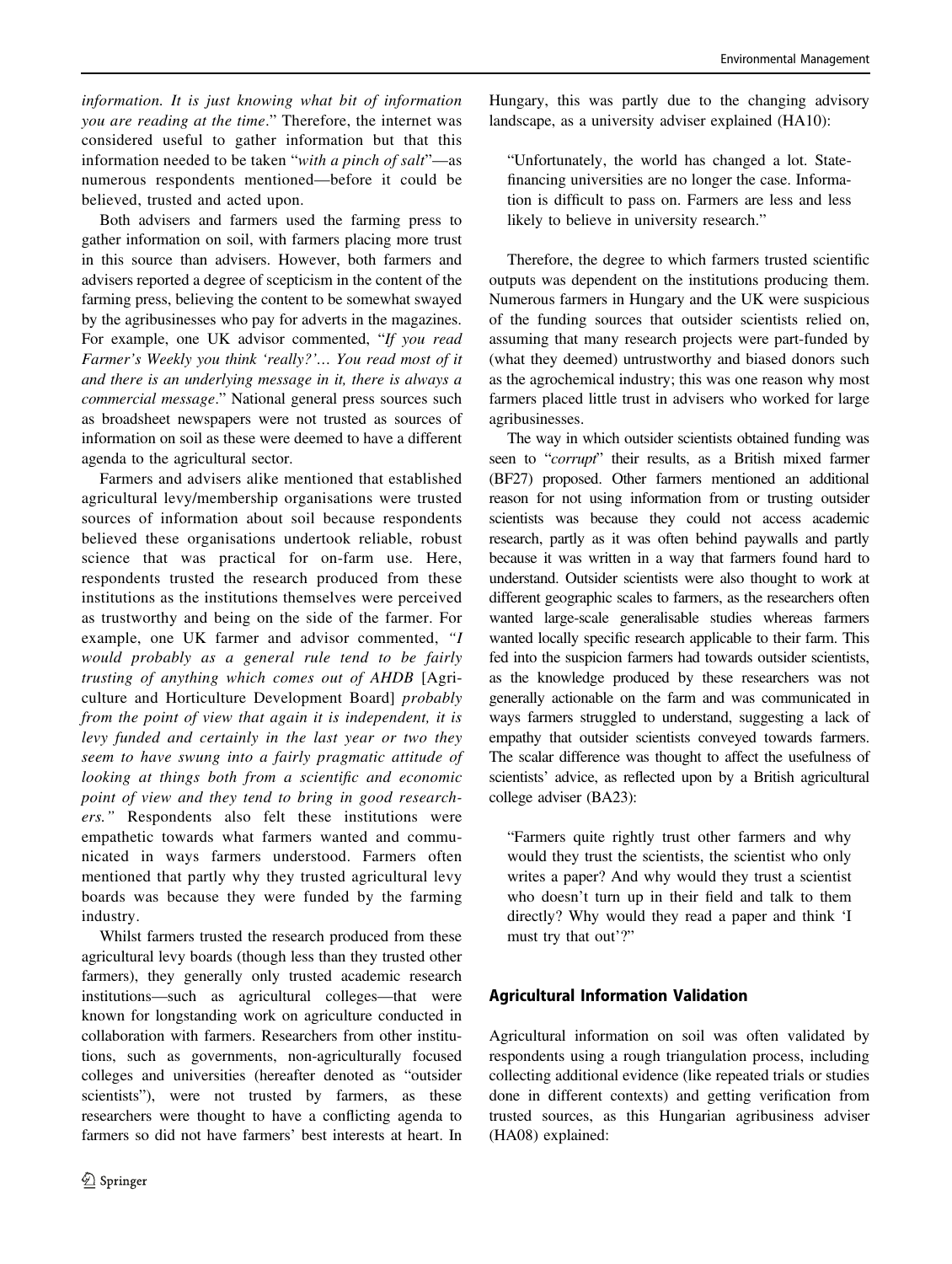*information. It is just knowing what bit of information you are reading at the time*." Therefore, the internet was considered useful to gather information but that this information needed to be taken "*with a pinch of salt*"—as numerous respondents mentioned—before it could be believed, trusted and acted upon.

Both advisers and farmers used the farming press to gather information on soil, with farmers placing more trust in this source than advisers. However, both farmers and advisers reported a degree of scepticism in the content of the farming press, believing the content to be somewhat swayed by the agribusinesses who pay for adverts in the magazines. For example, one UK advisor commented, "*If you read Farmer's Weekly you think 'really?'… You read most of it and there is an underlying message in it, there is always a commercial message*." National general press sources such as broadsheet newspapers were not trusted as sources of information on soil as these were deemed to have a different agenda to the agricultural sector.

Farmers and advisers alike mentioned that established agricultural levy/membership organisations were trusted sources of information about soil because respondents believed these organisations undertook reliable, robust science that was practical for on-farm use. Here, respondents trusted the research produced from these institutions as the institutions themselves were perceived as trustworthy and being on the side of the farmer. For example, one UK farmer and advisor commented, *"I would probably as a general rule tend to be fairly trusting of anything which comes out of AHDB* [Agriculture and Horticulture Development Board] *probably from the point of view that again it is independent, it is levy funded and certainly in the last year or two they seem to have swung into a fairly pragmatic attitude of looking at things both from a scientific and economic point of view and they tend to bring in good researchers."* Respondents also felt these institutions were empathetic towards what farmers wanted and communicated in ways farmers understood. Farmers often mentioned that partly why they trusted agricultural levy boards was because they were funded by the farming industry.

Whilst farmers trusted the research produced from these agricultural levy boards (though less than they trusted other farmers), they generally only trusted academic research institutions—such as agricultural colleges—that were known for longstanding work on agriculture conducted in collaboration with farmers. Researchers from other institutions, such as governments, non-agriculturally focused colleges and universities (hereafter denoted as "outsider scientists"), were not trusted by farmers, as these researchers were thought to have a conflicting agenda to farmers so did not have farmers' best interests at heart. In Hungary, this was partly due to the changing advisory landscape, as a university adviser explained (HA10):

> "Unfortunately, the world has changed a lot. State-financing universities are no longer the case. Information is difficult to pass on. Farmers are less and less likely to believe in university research."

Therefore, the degree to which farmers trusted scientific outputs was dependent on the institutions producing them. Numerous farmers in Hungary and the UK were suspicious of the funding sources that outsider scientists relied on, assuming that many research projects were part-funded by (what they deemed) untrustworthy and biased donors such as the agrochemical industry; this was one reason why most farmers placed little trust in advisers who worked for large agribusinesses.

The way in which outsider scientists obtained funding was seen to "*corrupt*" their results, as a British mixed farmer (BF27) proposed. Other farmers mentioned an additional reason for not using information from or trusting outsider scientists was because they could not access academic research, partly as it was often behind paywalls and partly because it was written in a way that farmers found hard to understand. Outsider scientists were also thought to work at different geographic scales to farmers, as the researchers often wanted large-scale generalisable studies whereas farmers wanted locally specific research applicable to their farm. This fed into the suspicion farmers had towards outsider scientists, as the knowledge produced by these researchers was not generally actionable on the farm and was communicated in ways farmers struggled to understand, suggesting a lack of empathy that outsider scientists conveyed towards farmers. The scalar difference was thought to affect the usefulness of scientists' advice, as reflected upon by a British agricultural college adviser (BA23):

> "Farmers quite rightly trust other farmers and why would they trust the scientists, the scientist who only writes a paper? And why would they trust a scientist who doesn't turn up in their field and talk to them directly? Why would they read a paper and think 'I must try that out'?"

## Agricultural Information Validation

Agricultural information on soil was often validated by respondents using a rough triangulation process, including collecting additional evidence (like repeated trials or studies done in different contexts) and getting verification from trusted sources, as this Hungarian agribusiness adviser (HA08) explained: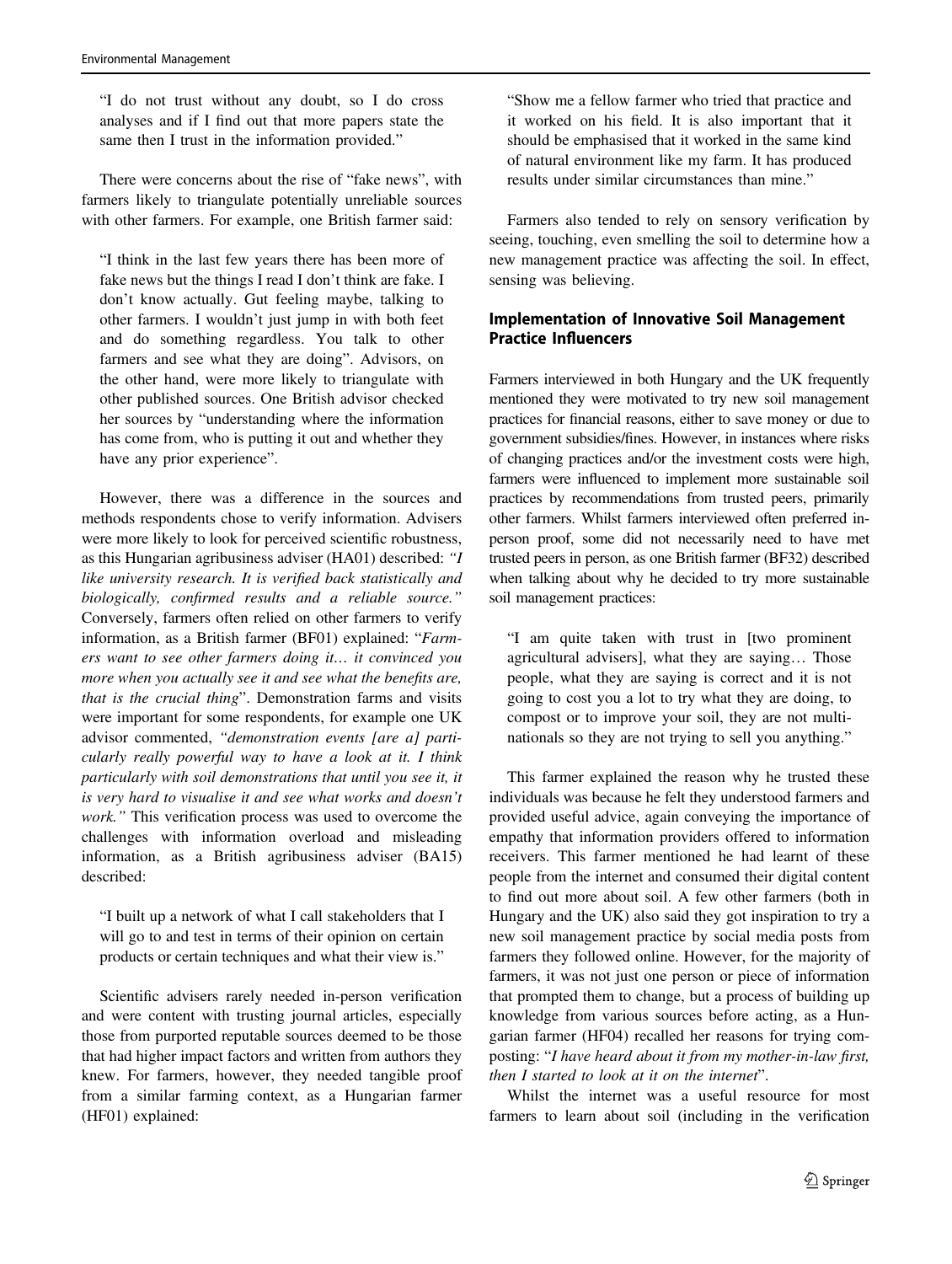> "I do not trust without any doubt, so I do cross analyses and if I find out that more papers state the same then I trust in the information provided."

There were concerns about the rise of "fake news", with farmers likely to triangulate potentially unreliable sources with other farmers. For example, one British farmer said:

> "I think in the last few years there has been more of fake news but the things I read I don't think are fake. I don't know actually. Gut feeling maybe, talking to other farmers. I wouldn't just jump in with both feet and do something regardless. You talk to other farmers and see what they are doing". Advisors, on the other hand, were more likely to triangulate with other published sources. One British advisor checked her sources by "understanding where the information has come from, who is putting it out and whether they have any prior experience".

However, there was a difference in the sources and methods respondents chose to verify information. Advisers were more likely to look for perceived scientific robustness, as this Hungarian agribusiness adviser (HA01) described: *"I like university research. It is verified back statistically and biologically, confirmed results and a reliable source."* Conversely, farmers often relied on other farmers to verify information, as a British farmer (BF01) explained: "*Farmers want to see other farmers doing it… it convinced you more when you actually see it and see what the benefits are, that is the crucial thing*". Demonstration farms and visits were important for some respondents, for example one UK advisor commented, *"demonstration events [are a] particularly really powerful way to have a look at it. I think particularly with soil demonstrations that until you see it, it is very hard to visualise it and see what works and doesn't work."* This verification process was used to overcome the challenges with information overload and misleading information, as a British agribusiness adviser (BA15) described:

> "I built up a network of what I call stakeholders that I will go to and test in terms of their opinion on certain products or certain techniques and what their view is."

Scientific advisers rarely needed in-person verification and were content with trusting journal articles, especially those from purported reputable sources deemed to be those that had higher impact factors and written from authors they knew. For farmers, however, they needed tangible proof from a similar farming context, as a Hungarian farmer (HF01) explained:

> "Show me a fellow farmer who tried that practice and it worked on his field. It is also important that it should be emphasised that it worked in the same kind of natural environment like my farm. It has produced results under similar circumstances than mine."

Farmers also tended to rely on sensory verification by seeing, touching, even smelling the soil to determine how a new management practice was affecting the soil. In effect, sensing was believing.

### Implementation of Innovative Soil Management Practice Influencers

Farmers interviewed in both Hungary and the UK frequently mentioned they were motivated to try new soil management practices for financial reasons, either to save money or due to government subsidies/fines. However, in instances where risks of changing practices and/or the investment costs were high, farmers were influenced to implement more sustainable soil practices by recommendations from trusted peers, primarily other farmers. Whilst farmers interviewed often preferred in-person proof, some did not necessarily need to have met trusted peers in person, as one British farmer (BF32) described when talking about why he decided to try more sustainable soil management practices:

> "I am quite taken with trust in [two prominent agricultural advisers], what they are saying… Those people, what they are saying is correct and it is not going to cost you a lot to try what they are doing, to compost or to improve your soil, they are not multinationals so they are not trying to sell you anything."

This farmer explained the reason why he trusted these individuals was because he felt they understood farmers and provided useful advice, again conveying the importance of empathy that information providers offered to information receivers. This farmer mentioned he had learnt of these people from the internet and consumed their digital content to find out more about soil. A few other farmers (both in Hungary and the UK) also said they got inspiration to try a new soil management practice by social media posts from farmers they followed online. However, for the majority of farmers, it was not just one person or piece of information that prompted them to change, but a process of building up knowledge from various sources before acting, as a Hungarian farmer (HF04) recalled her reasons for trying composting: "*I have heard about it from my mother-in-law first, then I started to look at it on the internet*".

Whilst the internet was a useful resource for most farmers to learn about soil (including in the verification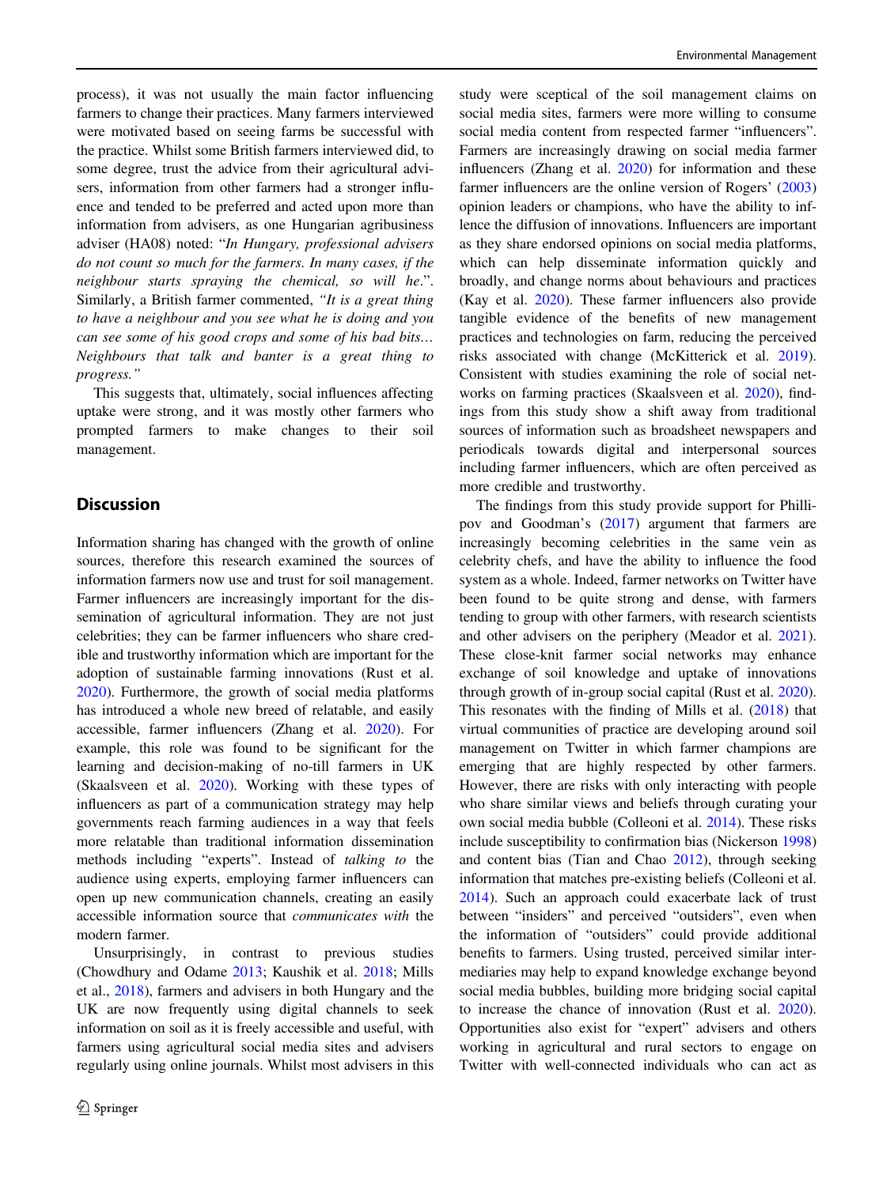process), it was not usually the main factor influencing farmers to change their practices. Many farmers interviewed were motivated based on seeing farms be successful with the practice. Whilst some British farmers interviewed did, to some degree, trust the advice from their agricultural advisers, information from other farmers had a stronger influence and tended to be preferred and acted upon more than information from advisers, as one Hungarian agribusiness adviser (HA08) noted: "*In Hungary, professional advisers do not count so much for the farmers. In many cases, if the neighbour starts spraying the chemical, so will he.*". Similarly, a British farmer commented, *"It is a great thing to have a neighbour and you see what he is doing and you can see some of his good crops and some of his bad bits… Neighbours that talk and banter is a great thing to progress."*

This suggests that, ultimately, social influences affecting uptake were strong, and it was mostly other farmers who prompted farmers to make changes to their soil management.

## Discussion

Information sharing has changed with the growth of online sources, therefore this research examined the sources of information farmers now use and trust for soil management. Farmer influencers are increasingly important for the dissemination of agricultural information. They are not just celebrities; they can be farmer influencers who share credible and trustworthy information which are important for the adoption of sustainable farming innovations (Rust et al. 2020). Furthermore, the growth of social media platforms has introduced a whole new breed of relatable, and easily accessible, farmer influencers (Zhang et al. 2020). For example, this role was found to be significant for the learning and decision-making of no-till farmers in UK (Skaalsveen et al. 2020). Working with these types of influencers as part of a communication strategy may help governments reach farming audiences in a way that feels more relatable than traditional information dissemination methods including "experts". Instead of *talking to* the audience using experts, employing farmer influencers can open up new communication channels, creating an easily accessible information source that *communicates with* the modern farmer.

Unsurprisingly, in contrast to previous studies (Chowdhury and Odame 2013; Kaushik et al. 2018; Mills et al., 2018), farmers and advisers in both Hungary and the UK are now frequently using digital channels to seek information on soil as it is freely accessible and useful, with farmers using agricultural social media sites and advisers regularly using online journals. Whilst most advisers in this study were sceptical of the soil management claims on social media sites, farmers were more willing to consume social media content from respected farmer "influencers". Farmers are increasingly drawing on social media farmer influencers (Zhang et al. 2020) for information and these farmer influencers are the online version of Rogers' (2003) opinion leaders or champions, who have the ability to influence the diffusion of innovations. Influencers are important as they share endorsed opinions on social media platforms, which can help disseminate information quickly and broadly, and change norms about behaviours and practices (Kay et al. 2020). These farmer influencers also provide tangible evidence of the benefits of new management practices and technologies on farm, reducing the perceived risks associated with change (McKitterick et al. 2019). Consistent with studies examining the role of social networks on farming practices (Skaalsveen et al. 2020), findings from this study show a shift away from traditional sources of information such as broadsheet newspapers and periodicals towards digital and interpersonal sources including farmer influencers, which are often perceived as more credible and trustworthy.

The findings from this study provide support for Phillipov and Goodman's (2017) argument that farmers are increasingly becoming celebrities in the same vein as celebrity chefs, and have the ability to influence the food system as a whole. Indeed, farmer networks on Twitter have been found to be quite strong and dense, with farmers tending to group with other farmers, with research scientists and other advisers on the periphery (Meador et al. 2021). These close-knit farmer social networks may enhance exchange of soil knowledge and uptake of innovations through growth of in-group social capital (Rust et al. 2020). This resonates with the finding of Mills et al. (2018) that virtual communities of practice are developing around soil management on Twitter in which farmer champions are emerging that are highly respected by other farmers. However, there are risks with only interacting with people who share similar views and beliefs through curating your own social media bubble (Colleoni et al. 2014). These risks include susceptibility to confirmation bias (Nickerson 1998) and content bias (Tian and Chao 2012), through seeking information that matches pre-existing beliefs (Colleoni et al. 2014). Such an approach could exacerbate lack of trust between "insiders" and perceived "outsiders", even when the information of "outsiders" could provide additional benefits to farmers. Using trusted, perceived similar intermediaries may help to expand knowledge exchange beyond social media bubbles, building more bridging social capital to increase the chance of innovation (Rust et al. 2020). Opportunities also exist for "expert" advisers and others working in agricultural and rural sectors to engage on Twitter with well-connected individuals who can act as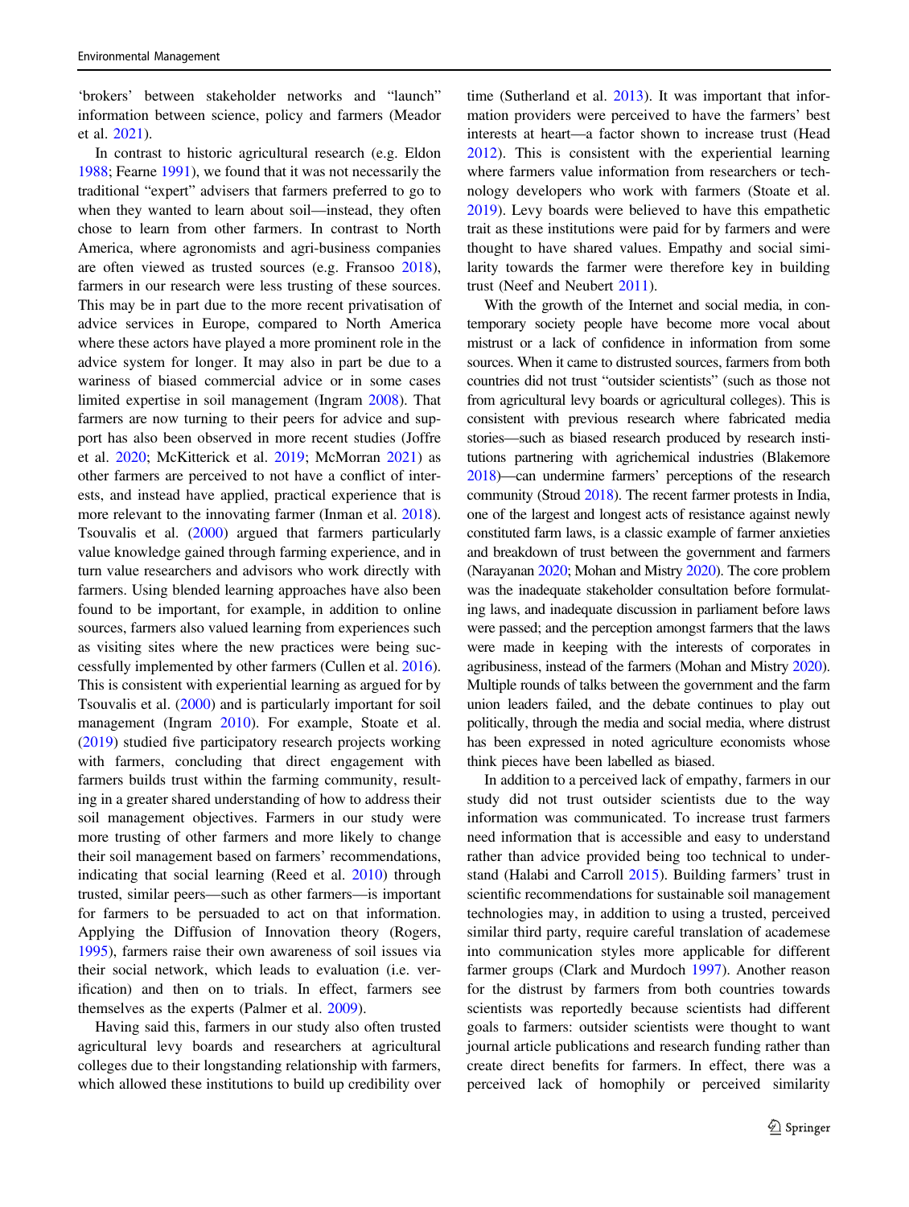'brokers' between stakeholder networks and "launch" information between science, policy and farmers (Meador et al. 2021).

In contrast to historic agricultural research (e.g. Eldon 1988; Fearne 1991), we found that it was not necessarily the traditional "expert" advisers that farmers preferred to go to when they wanted to learn about soil—instead, they often chose to learn from other farmers. In contrast to North America, where agronomists and agri-business companies are often viewed as trusted sources (e.g. Fransoo 2018), farmers in our research were less trusting of these sources. This may be in part due to the more recent privatisation of advice services in Europe, compared to North America where these actors have played a more prominent role in the advice system for longer. It may also in part be due to a wariness of biased commercial advice or in some cases limited expertise in soil management (Ingram 2008). That farmers are now turning to their peers for advice and support has also been observed in more recent studies (Joffre et al. 2020; McKitterick et al. 2019; McMorran 2021) as other farmers are perceived to not have a conflict of interests, and instead have applied, practical experience that is more relevant to the innovating farmer (Inman et al. 2018). Tsouvalis et al. (2000) argued that farmers particularly value knowledge gained through farming experience, and in turn value researchers and advisors who work directly with farmers. Using blended learning approaches have also been found to be important, for example, in addition to online sources, farmers also valued learning from experiences such as visiting sites where the new practices were being successfully implemented by other farmers (Cullen et al. 2016). This is consistent with experiential learning as argued for by Tsouvalis et al. (2000) and is particularly important for soil management (Ingram 2010). For example, Stoate et al. (2019) studied five participatory research projects working with farmers, concluding that direct engagement with farmers builds trust within the farming community, resulting in a greater shared understanding of how to address their soil management objectives. Farmers in our study were more trusting of other farmers and more likely to change their soil management based on farmers' recommendations, indicating that social learning (Reed et al. 2010) through trusted, similar peers—such as other farmers—is important for farmers to be persuaded to act on that information. Applying the Diffusion of Innovation theory (Rogers, 1995), farmers raise their own awareness of soil issues via their social network, which leads to evaluation (i.e. verification) and then on to trials. In effect, farmers see themselves as the experts (Palmer et al. 2009).

Having said this, farmers in our study also often trusted agricultural levy boards and researchers at agricultural colleges due to their longstanding relationship with farmers, which allowed these institutions to build up credibility over time (Sutherland et al. 2013). It was important that information providers were perceived to have the farmers' best interests at heart—a factor shown to increase trust (Head 2012). This is consistent with the experiential learning where farmers value information from researchers or technology developers who work with farmers (Stoate et al. 2019). Levy boards were believed to have this empathetic trait as these institutions were paid for by farmers and were thought to have shared values. Empathy and social similarity towards the farmer were therefore key in building trust (Neef and Neubert 2011).

With the growth of the Internet and social media, in contemporary society people have become more vocal about mistrust or a lack of confidence in information from some sources. When it came to distrusted sources, farmers from both countries did not trust "outsider scientists" (such as those not from agricultural levy boards or agricultural colleges). This is consistent with previous research where fabricated media stories—such as biased research produced by research institutions partnering with agrichemical industries (Blakemore 2018)—can undermine farmers' perceptions of the research community (Stroud 2018). The recent farmer protests in India, one of the largest and longest acts of resistance against newly constituted farm laws, is a classic example of farmer anxieties and breakdown of trust between the government and farmers (Narayanan 2020; Mohan and Mistry 2020). The core problem was the inadequate stakeholder consultation before formulating laws, and inadequate discussion in parliament before laws were passed; and the perception amongst farmers that the laws were made in keeping with the interests of corporates in agribusiness, instead of the farmers (Mohan and Mistry 2020). Multiple rounds of talks between the government and the farm union leaders failed, and the debate continues to play out politically, through the media and social media, where distrust has been expressed in noted agriculture economists whose think pieces have been labelled as biased.

In addition to a perceived lack of empathy, farmers in our study did not trust outsider scientists due to the way information was communicated. To increase trust farmers need information that is accessible and easy to understand rather than advice provided being too technical to understand (Halabi and Carroll 2015). Building farmers' trust in scientific recommendations for sustainable soil management technologies may, in addition to using a trusted, perceived similar third party, require careful translation of academese into communication styles more applicable for different farmer groups (Clark and Murdoch 1997). Another reason for the distrust by farmers from both countries towards scientists was reportedly because scientists had different goals to farmers: outsider scientists were thought to want journal article publications and research funding rather than create direct benefits for farmers. In effect, there was a perceived lack of homophily or perceived similarity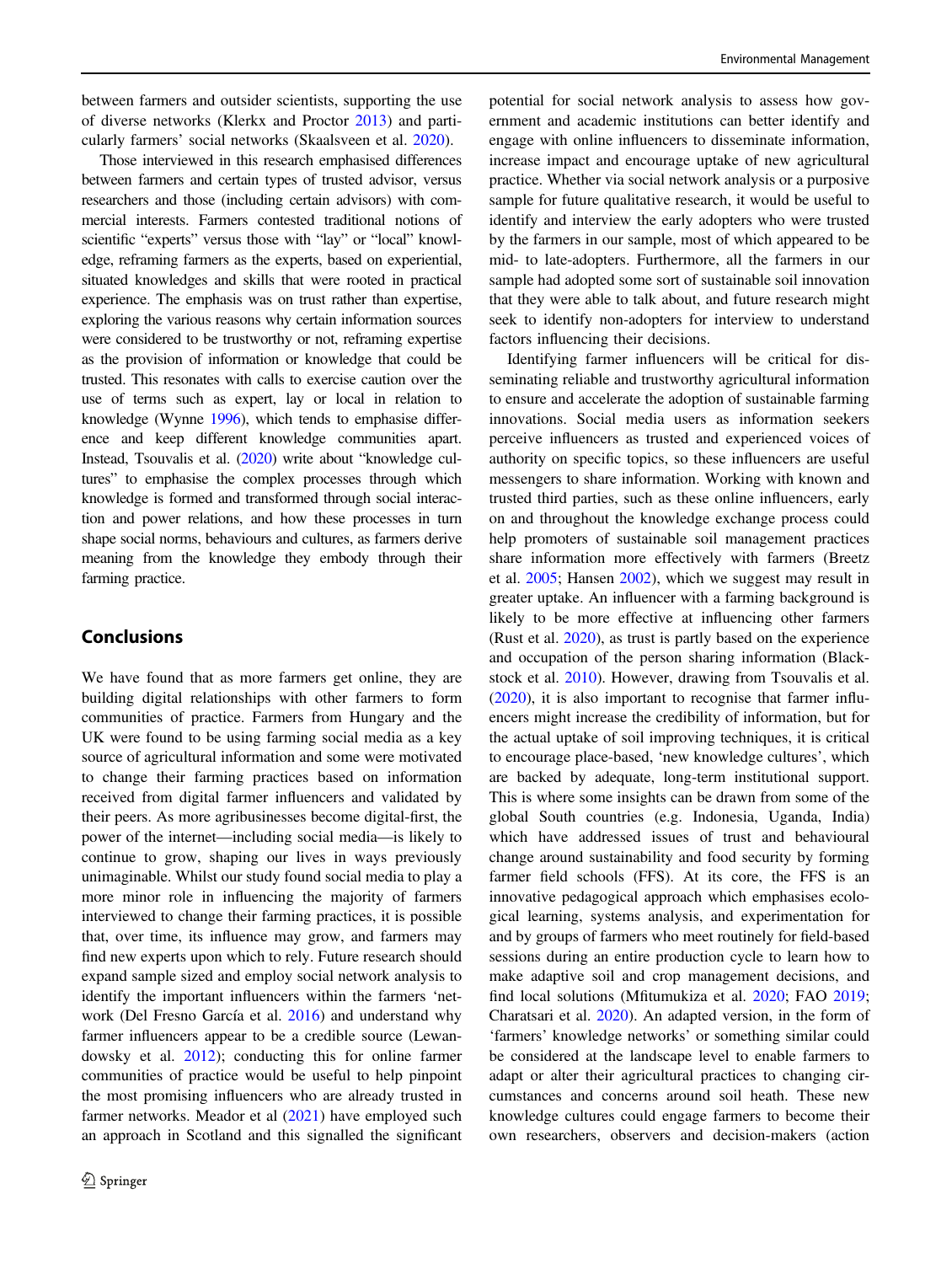between farmers and outsider scientists, supporting the use of diverse networks (Klerkx and Proctor 2013) and particularly farmers' social networks (Skaalsveen et al. 2020).

Those interviewed in this research emphasised differences between farmers and certain types of trusted advisor, versus researchers and those (including certain advisors) with commercial interests. Farmers contested traditional notions of scientific "experts" versus those with "lay" or "local" knowledge, reframing farmers as the experts, based on experiential, situated knowledges and skills that were rooted in practical experience. The emphasis was on trust rather than expertise, exploring the various reasons why certain information sources were considered to be trustworthy or not, reframing expertise as the provision of information or knowledge that could be trusted. This resonates with calls to exercise caution over the use of terms such as expert, lay or local in relation to knowledge (Wynne 1996), which tends to emphasise difference and keep different knowledge communities apart. Instead, Tsouvalis et al. (2020) write about "knowledge cultures" to emphasise the complex processes through which knowledge is formed and transformed through social interaction and power relations, and how these processes in turn shape social norms, behaviours and cultures, as farmers derive meaning from the knowledge they embody through their farming practice.

## Conclusions

We have found that as more farmers get online, they are building digital relationships with other farmers to form communities of practice. Farmers from Hungary and the UK were found to be using farming social media as a key source of agricultural information and some were motivated to change their farming practices based on information received from digital farmer influencers and validated by their peers. As more agribusinesses become digital-first, the power of the internet—including social media—is likely to continue to grow, shaping our lives in ways previously unimaginable. Whilst our study found social media to play a more minor role in influencing the majority of farmers interviewed to change their farming practices, it is possible that, over time, its influence may grow, and farmers may find new experts upon which to rely. Future research should expand sample sized and employ social network analysis to identify the important influencers within the farmers 'network (Del Fresno García et al. 2016) and understand why farmer influencers appear to be a credible source (Lewandowsky et al. 2012); conducting this for online farmer communities of practice would be useful to help pinpoint the most promising influencers who are already trusted in farmer networks. Meador et al (2021) have employed such an approach in Scotland and this signalled the significant potential for social network analysis to assess how government and academic institutions can better identify and engage with online influencers to disseminate information, increase impact and encourage uptake of new agricultural practice. Whether via social network analysis or a purposive sample for future qualitative research, it would be useful to identify and interview the early adopters who were trusted by the farmers in our sample, most of which appeared to be mid- to late-adopters. Furthermore, all the farmers in our sample had adopted some sort of sustainable soil innovation that they were able to talk about, and future research might seek to identify non-adopters for interview to understand factors influencing their decisions.

Identifying farmer influencers will be critical for disseminating reliable and trustworthy agricultural information to ensure and accelerate the adoption of sustainable farming innovations. Social media users as information seekers perceive influencers as trusted and experienced voices of authority on specific topics, so these influencers are useful messengers to share information. Working with known and trusted third parties, such as these online influencers, early on and throughout the knowledge exchange process could help promoters of sustainable soil management practices share information more effectively with farmers (Breetz et al. 2005; Hansen 2002), which we suggest may result in greater uptake. An influencer with a farming background is likely to be more effective at influencing other farmers (Rust et al. 2020), as trust is partly based on the experience and occupation of the person sharing information (Blackstock et al. 2010). However, drawing from Tsouvalis et al. (2020), it is also important to recognise that farmer influencers might increase the credibility of information, but for the actual uptake of soil improving techniques, it is critical to encourage place-based, 'new knowledge cultures', which are backed by adequate, long-term institutional support. This is where some insights can be drawn from some of the global South countries (e.g. Indonesia, Uganda, India) which have addressed issues of trust and behavioural change around sustainability and food security by forming farmer field schools (FFS). At its core, the FFS is an innovative pedagogical approach which emphasises ecological learning, systems analysis, and experimentation for and by groups of farmers who meet routinely for field-based sessions during an entire production cycle to learn how to make adaptive soil and crop management decisions, and find local solutions (Mfitumukiza et al. 2020; FAO 2019; Charatsari et al. 2020). An adapted version, in the form of 'farmers' knowledge networks' or something similar could be considered at the landscape level to enable farmers to adapt or alter their agricultural practices to changing circumstances and concerns around soil heath. These new knowledge cultures could engage farmers to become their own researchers, observers and decision-makers (action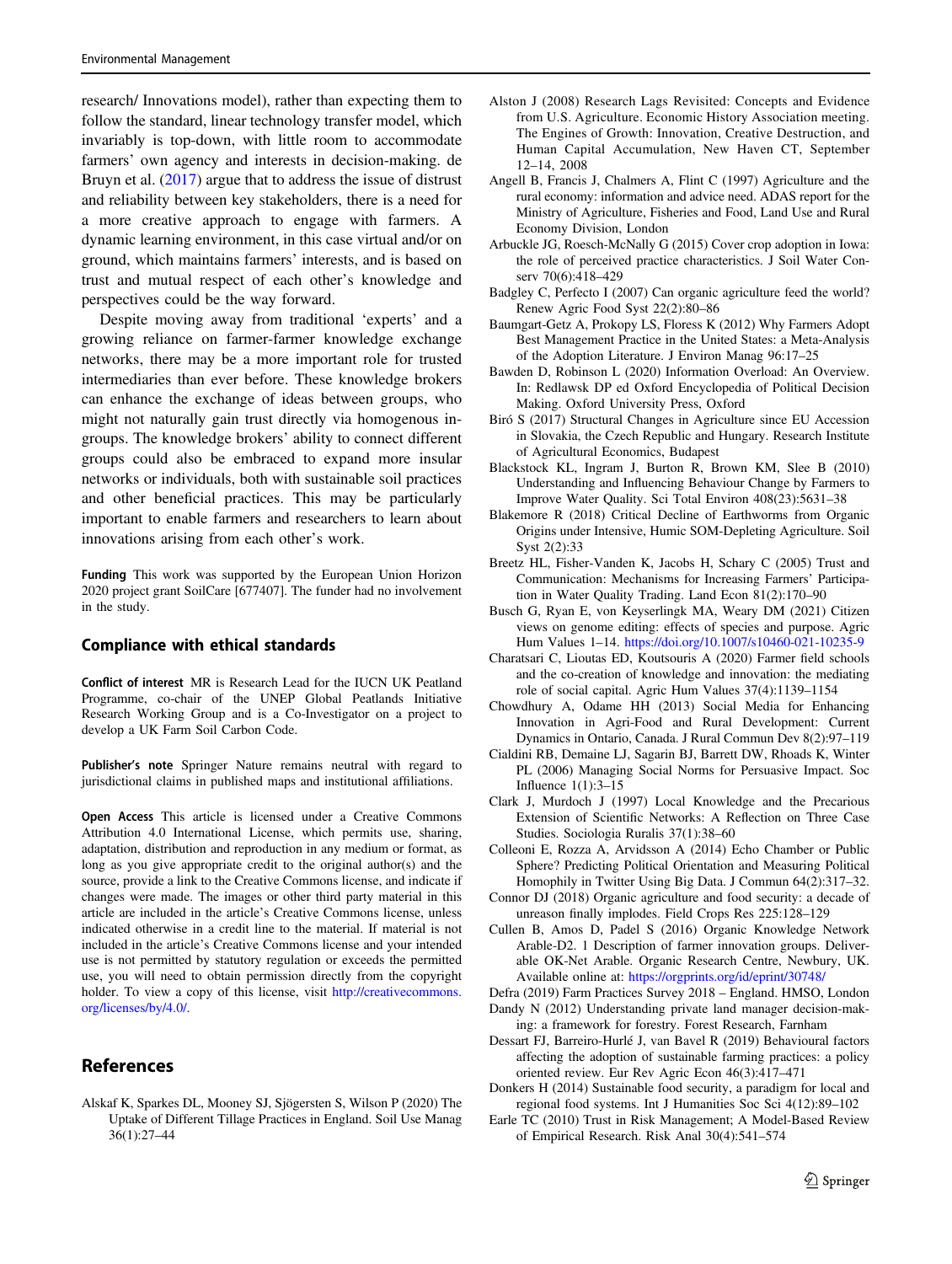research/ Innovations model), rather than expecting them to follow the standard, linear technology transfer model, which invariably is top-down, with little room to accommodate farmers' own agency and interests in decision-making. de Bruyn et al. (2017) argue that to address the issue of distrust and reliability between key stakeholders, there is a need for a more creative approach to engage with farmers. A dynamic learning environment, in this case virtual and/or on ground, which maintains farmers' interests, and is based on trust and mutual respect of each other's knowledge and perspectives could be the way forward.

Despite moving away from traditional 'experts' and a growing reliance on farmer-farmer knowledge exchange networks, there may be a more important role for trusted intermediaries than ever before. These knowledge brokers can enhance the exchange of ideas between groups, who might not naturally gain trust directly via homogenous in-groups. The knowledge brokers' ability to connect different groups could also be embraced to expand more insular networks or individuals, both with sustainable soil practices and other beneficial practices. This may be particularly important to enable farmers and researchers to learn about innovations arising from each other's work.

**Funding** This work was supported by the European Union Horizon 2020 project grant SoilCare [677407]. The funder had no involvement in the study.

## Compliance with ethical standards

**Conflict of interest** MR is Research Lead for the IUCN UK Peatland Programme, co-chair of the UNEP Global Peatlands Initiative Research Working Group and is a Co-Investigator on a project to develop a UK Farm Soil Carbon Code.

**Publisher's note** Springer Nature remains neutral with regard to jurisdictional claims in published maps and institutional affiliations.

**Open Access** This article is licensed under a Creative Commons Attribution 4.0 International License, which permits use, sharing, adaptation, distribution and reproduction in any medium or format, as long as you give appropriate credit to the original author(s) and the source, provide a link to the Creative Commons license, and indicate if changes were made. The images or other third party material in this article are included in the article's Creative Commons license, unless indicated otherwise in a credit line to the material. If material is not included in the article's Creative Commons license and your intended use is not permitted by statutory regulation or exceeds the permitted use, you will need to obtain permission directly from the copyright holder. To view a copy of this license, visit http://creativecommons.org/licenses/by/4.0/.

## References

Alskaf K, Sparkes DL, Mooney SJ, Sjögersten S, Wilson P (2020) The Uptake of Different Tillage Practices in England. Soil Use Manag 36(1):27–44

Alston J (2008) Research Lags Revisited: Concepts and Evidence from U.S. Agriculture. Economic History Association meeting. The Engines of Growth: Innovation, Creative Destruction, and Human Capital Accumulation, New Haven CT, September 12–14, 2008

Angell B, Francis J, Chalmers A, Flint C (1997) Agriculture and the rural economy: information and advice need. ADAS report for the Ministry of Agriculture, Fisheries and Food, Land Use and Rural Economy Division, London

Arbuckle JG, Roesch-McNally G (2015) Cover crop adoption in Iowa: the role of perceived practice characteristics. J Soil Water Conserv 70(6):418–429

Badgley C, Perfecto I (2007) Can organic agriculture feed the world? Renew Agric Food Syst 22(2):80–86

Baumgart-Getz A, Prokopy LS, Floress K (2012) Why Farmers Adopt Best Management Practice in the United States: a Meta-Analysis of the Adoption Literature. J Environ Manag 96:17–25

Bawden D, Robinson L (2020) Information Overload: An Overview. In: Redlawsk DP ed Oxford Encyclopedia of Political Decision Making. Oxford University Press, Oxford

Biró S (2017) Structural Changes in Agriculture since EU Accession in Slovakia, the Czech Republic and Hungary. Research Institute of Agricultural Economics, Budapest

Blackstock KL, Ingram J, Burton R, Brown KM, Slee B (2010) Understanding and Influencing Behaviour Change by Farmers to Improve Water Quality. Sci Total Environ 408(23):5631–38

Blakemore R (2018) Critical Decline of Earthworms from Organic Origins under Intensive, Humic SOM-Depleting Agriculture. Soil Syst 2(2):33

Breetz HL, Fisher-Vanden K, Jacobs H, Schary C (2005) Trust and Communication: Mechanisms for Increasing Farmers' Participation in Water Quality Trading. Land Econ 81(2):170–90

Busch G, Ryan E, von Keyserlingk MA, Weary DM (2021) Citizen views on genome editing: effects of species and purpose. Agric Hum Values 1–14. https://doi.org/10.1007/s10460-021-10235-9

Charatsari C, Lioutas ED, Koutsouris A (2020) Farmer field schools and the co-creation of knowledge and innovation: the mediating role of social capital. Agric Hum Values 37(4):1139–1154

Chowdhury A, Odame HH (2013) Social Media for Enhancing Innovation in Agri-Food and Rural Development: Current Dynamics in Ontario, Canada. J Rural Commun Dev 8(2):97–119

Cialdini RB, Demaine LJ, Sagarin BJ, Barrett DW, Rhoads K, Winter PL (2006) Managing Social Norms for Persuasive Impact. Soc Influence 1(1):3–15

Clark J, Murdoch J (1997) Local Knowledge and the Precarious Extension of Scientific Networks: A Reflection on Three Case Studies. Sociologia Ruralis 37(1):38–60

Colleoni E, Rozza A, Arvidsson A (2014) Echo Chamber or Public Sphere? Predicting Political Orientation and Measuring Political Homophily in Twitter Using Big Data. J Commun 64(2):317–32.

Connor DJ (2018) Organic agriculture and food security: a decade of unreason finally implodes. Field Crops Res 225:128–129

Cullen B, Amos D, Padel S (2016) Organic Knowledge Network Arable-D2. 1 Description of farmer innovation groups. Deliverable OK-Net Arable. Organic Research Centre, Newbury, UK. Available online at: https://orgprints.org/id/eprint/30748/

Defra (2019) Farm Practices Survey 2018 – England. HMSO, London

Dandy N (2012) Understanding private land manager decision-making: a framework for forestry. Forest Research, Farnham

Dessart FJ, Barreiro-Hurlé J, van Bavel R (2019) Behavioural factors affecting the adoption of sustainable farming practices: a policy oriented review. Eur Rev Agric Econ 46(3):417–471

Donkers H (2014) Sustainable food security, a paradigm for local and regional food systems. Int J Humanities Soc Sci 4(12):89–102

Earle TC (2010) Trust in Risk Management; A Model-Based Review of Empirical Research. Risk Anal 30(4):541–574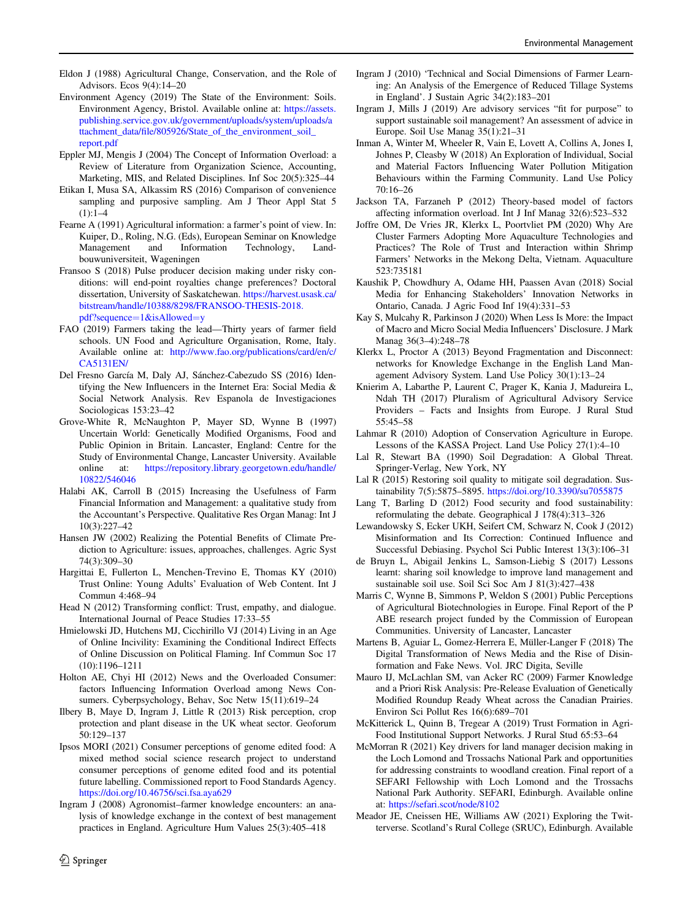Eldon J (1988) Agricultural Change, Conservation, and the Role of Advisors. Ecos 9(4):14–20

Environment Agency (2019) The State of the Environment: Soils. Environment Agency, Bristol. Available online at: https://assets.publishing.service.gov.uk/government/uploads/system/uploads/attachment_data/file/805926/State_of_the_environment_soil_report.pdf

Eppler MJ, Mengis J (2004) The Concept of Information Overload: a Review of Literature from Organization Science, Accounting, Marketing, MIS, and Related Disciplines. Inf Soc 20(5):325–44

Etikan I, Musa SA, Alkassim RS (2016) Comparison of convenience sampling and purposive sampling. Am J Theor Appl Stat 5 (1):1–4

Fearne A (1991) Agricultural information: a farmer's point of view. In: Kuiper, D., Roling, N.G. (Eds), European Seminar on Knowledge Management and Information Technology, Landbouwuniversiteit, Wageningen

Fransoo S (2018) Pulse producer decision making under risky conditions: will end-point royalties change preferences? Doctoral dissertation, University of Saskatchewan. https://harvest.usask.ca/bitstream/handle/10388/8298/FRANSOO-THESIS-2018.pdf?sequence=1&isAllowed=y

FAO (2019) Farmers taking the lead—Thirty years of farmer field schools. UN Food and Agriculture Organisation, Rome, Italy. Available online at: http://www.fao.org/publications/card/en/c/CA5131EN/

Del Fresno García M, Daly AJ, Sánchez-Cabezudo SS (2016) Identifying the New Influencers in the Internet Era: Social Media & Social Network Analysis. Rev Espanola de Investigaciones Sociologicas 153:23–42

Grove-White R, McNaughton P, Mayer SD, Wynne B (1997) Uncertain World: Genetically Modified Organisms, Food and Public Opinion in Britain. Lancaster, England: Centre for the Study of Environmental Change, Lancaster University. Available online at: https://repository.library.georgetown.edu/handle/10822/546046

Halabi AK, Carroll B (2015) Increasing the Usefulness of Farm Financial Information and Management: a qualitative study from the Accountant's Perspective. Qualitative Res Organ Manag: Int J 10(3):227–42

Hansen JW (2002) Realizing the Potential Benefits of Climate Prediction to Agriculture: issues, approaches, challenges. Agric Syst 74(3):309–30

Hargittai E, Fullerton L, Menchen-Trevino E, Thomas KY (2010) Trust Online: Young Adults' Evaluation of Web Content. Int J Commun 4:468–94

Head N (2012) Transforming conflict: Trust, empathy, and dialogue. International Journal of Peace Studies 17:33–55

Hmielowski JD, Hutchens MJ, Cicchirillo VJ (2014) Living in an Age of Online Incivility: Examining the Conditional Indirect Effects of Online Discussion on Political Flaming. Inf Commun Soc 17 (10):1196–1211

Holton AE, Chyi HI (2012) News and the Overloaded Consumer: factors Influencing Information Overload among News Consumers. Cyberpsychology, Behav, Soc Netw 15(11):619–24

Ilbery B, Maye D, Ingram J, Little R (2013) Risk perception, crop protection and plant disease in the UK wheat sector. Geoforum 50:129–137

Ipsos MORI (2021) Consumer perceptions of genome edited food: A mixed method social science research project to understand consumer perceptions of genome edited food and its potential future labelling. Commissioned report to Food Standards Agency. https://doi.org/10.46756/sci.fsa.aya629

Ingram J (2008) Agronomist–farmer knowledge encounters: an analysis of knowledge exchange in the context of best management practices in England. Agriculture Hum Values 25(3):405–418

Ingram J (2010) 'Technical and Social Dimensions of Farmer Learning: An Analysis of the Emergence of Reduced Tillage Systems in England'. J Sustain Agric 34(2):183–201

Ingram J, Mills J (2019) Are advisory services "fit for purpose" to support sustainable soil management? An assessment of advice in Europe. Soil Use Manag 35(1):21–31

Inman A, Winter M, Wheeler R, Vain E, Lovett A, Collins A, Jones I, Johnes P, Cleasby W (2018) An Exploration of Individual, Social and Material Factors Influencing Water Pollution Mitigation Behaviours within the Farming Community. Land Use Policy 70:16–26

Jackson TA, Farzaneh P (2012) Theory-based model of factors affecting information overload. Int J Inf Manag 32(6):523–532

Joffre OM, De Vries JR, Klerkx L, Poortvliet PM (2020) Why Are Cluster Farmers Adopting More Aquaculture Technologies and Practices? The Role of Trust and Interaction within Shrimp Farmers' Networks in the Mekong Delta, Vietnam. Aquaculture 523:735181

Kaushik P, Chowdhury A, Odame HH, Paassen Avan (2018) Social Media for Enhancing Stakeholders' Innovation Networks in Ontario, Canada. J Agric Food Inf 19(4):331–53

Kay S, Mulcahy R, Parkinson J (2020) When Less Is More: the Impact of Macro and Micro Social Media Influencers' Disclosure. J Mark Manag 36(3–4):248–78

Klerkx L, Proctor A (2013) Beyond Fragmentation and Disconnect: networks for Knowledge Exchange in the English Land Management Advisory System. Land Use Policy 30(1):13–24

Knierim A, Labarthe P, Laurent C, Prager K, Kania J, Madureira L, Ndah TH (2017) Pluralism of Agricultural Advisory Service Providers – Facts and Insights from Europe. J Rural Stud 55:45–58

Lahmar R (2010) Adoption of Conservation Agriculture in Europe. Lessons of the KASSA Project. Land Use Policy 27(1):4–10

Lal R, Stewart BA (1990) Soil Degradation: A Global Threat. Springer-Verlag, New York, NY

Lal R (2015) Restoring soil quality to mitigate soil degradation. Sustainability 7(5):5875–5895. https://doi.org/10.3390/su7055875

Lang T, Barling D (2012) Food security and food sustainability: reformulating the debate. Geographical J 178(4):313–326

Lewandowsky S, Ecker UKH, Seifert CM, Schwarz N, Cook J (2012) Misinformation and Its Correction: Continued Influence and Successful Debiasing. Psychol Sci Public Interest 13(3):106–31

de Bruyn L, Abigail Jenkins L, Samson-Liebig S (2017) Lessons learnt: sharing soil knowledge to improve land management and sustainable soil use. Soil Sci Soc Am J 81(3):427–438

Marris C, Wynne B, Simmons P, Weldon S (2001) Public Perceptions of Agricultural Biotechnologies in Europe. Final Report of the P ABE research project funded by the Commission of European Communities. University of Lancaster, Lancaster

Martens B, Aguiar L, Gomez-Herrera E, Müller-Langer F (2018) The Digital Transformation of News Media and the Rise of Disinformation and Fake News. Vol. JRC Digita, Seville

Mauro IJ, McLachlan SM, van Acker RC (2009) Farmer Knowledge and a Priori Risk Analysis: Pre-Release Evaluation of Genetically Modified Roundup Ready Wheat across the Canadian Prairies. Environ Sci Pollut Res 16(6):689–701

McKitterick L, Quinn B, Tregear A (2019) Trust Formation in Agri-Food Institutional Support Networks. J Rural Stud 65:53–64

McMorran R (2021) Key drivers for land manager decision making in the Loch Lomond and Trossachs National Park and opportunities for addressing constraints to woodland creation. Final report of a SEFARI Fellowship with Loch Lomond and the Trossachs National Park Authority. SEFARI, Edinburgh. Available online at: https://sefari.scot/node/8102

Meador JE, Cneissen HE, Williams AW (2021) Exploring the Twitterverse. Scotland's Rural College (SRUC), Edinburgh. Available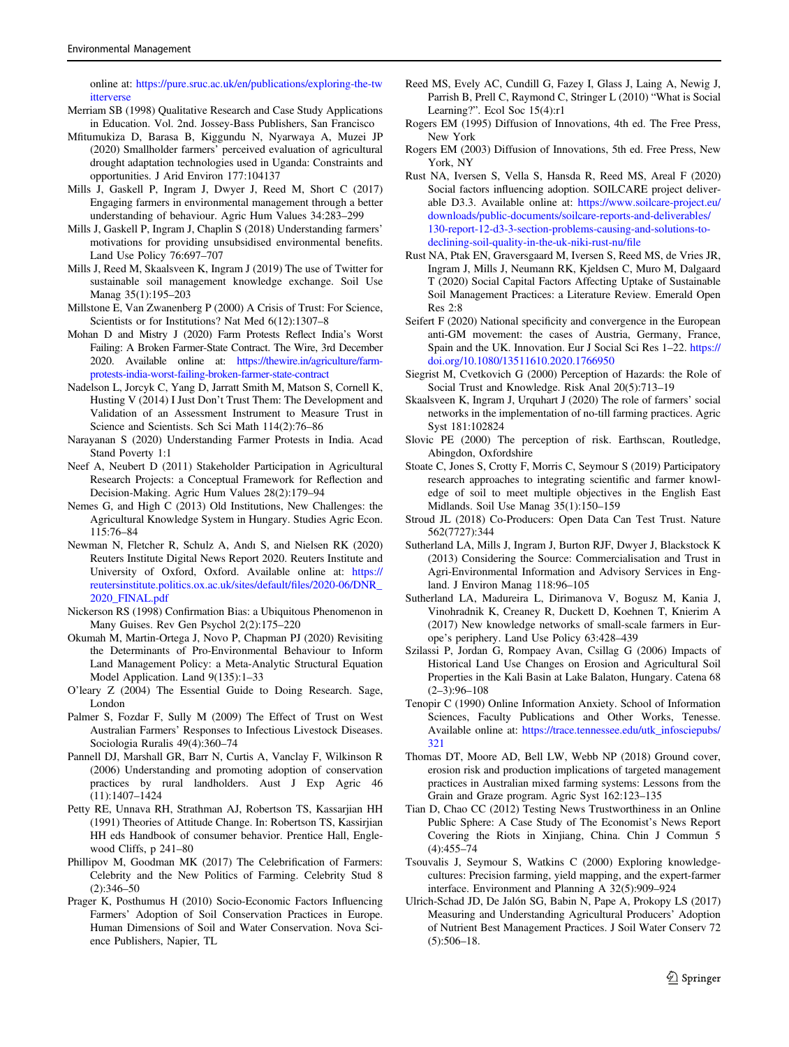online at: https://pure.sruc.ac.uk/en/publications/exploring-the-twitterverse

Merriam SB (1998) Qualitative Research and Case Study Applications in Education. Vol. 2nd. Jossey-Bass Publishers, San Francisco

Mfitumukiza D, Barasa B, Kiggundu N, Nyarwaya A, Muzei JP (2020) Smallholder farmers' perceived evaluation of agricultural drought adaptation technologies used in Uganda: Constraints and opportunities. J Arid Environ 177:104137

Mills J, Gaskell P, Ingram J, Dwyer J, Reed M, Short C (2017) Engaging farmers in environmental management through a better understanding of behaviour. Agric Hum Values 34:283–299

Mills J, Gaskell P, Ingram J, Chaplin S (2018) Understanding farmers' motivations for providing unsubsidised environmental benefits. Land Use Policy 76:697–707

Mills J, Reed M, Skaalsveen K, Ingram J (2019) The use of Twitter for sustainable soil management knowledge exchange. Soil Use Manag 35(1):195–203

Millstone E, Van Zwanenberg P (2000) A Crisis of Trust: For Science, Scientists or for Institutions? Nat Med 6(12):1307–8

Mohan D and Mistry J (2020) Farm Protests Reflect India's Worst Failing: A Broken Farmer-State Contract. The Wire, 3rd December 2020. Available online at: https://thewire.in/agriculture/farm-protests-india-worst-failing-broken-farmer-state-contract

Nadelson L, Jorcyk C, Yang D, Jarratt Smith M, Matson S, Cornell K, Husting V (2014) I Just Don't Trust Them: The Development and Validation of an Assessment Instrument to Measure Trust in Science and Scientists. Sch Sci Math 114(2):76–86

Narayanan S (2020) Understanding Farmer Protests in India. Acad Stand Poverty 1:1

Neef A, Neubert D (2011) Stakeholder Participation in Agricultural Research Projects: a Conceptual Framework for Reflection and Decision-Making. Agric Hum Values 28(2):179–94

Nemes G, and High C (2013) Old Institutions, New Challenges: the Agricultural Knowledge System in Hungary. Studies Agric Econ. 115:76–84

Newman N, Fletcher R, Schulz A, Andı S, and Nielsen RK (2020) Reuters Institute Digital News Report 2020. Reuters Institute and University of Oxford, Oxford. Available online at: https://reutersinstitute.politics.ox.ac.uk/sites/default/files/2020-06/DNR_2020_FINAL.pdf

Nickerson RS (1998) Confirmation Bias: a Ubiquitous Phenomenon in Many Guises. Rev Gen Psychol 2(2):175–220

Okumah M, Martin-Ortega J, Novo P, Chapman PJ (2020) Revisiting the Determinants of Pro-Environmental Behaviour to Inform Land Management Policy: a Meta-Analytic Structural Equation Model Application. Land 9(135):1–33

O'leary Z (2004) The Essential Guide to Doing Research. Sage, London

Palmer S, Fozdar F, Sully M (2009) The Effect of Trust on West Australian Farmers' Responses to Infectious Livestock Diseases. Sociologia Ruralis 49(4):360–74

Pannell DJ, Marshall GR, Barr N, Curtis A, Vanclay F, Wilkinson R (2006) Understanding and promoting adoption of conservation practices by rural landholders. Aust J Exp Agric 46 (11):1407–1424

Petty RE, Unnava RH, Strathman AJ, Robertson TS, Kassarjian HH (1991) Theories of Attitude Change. In: Robertson TS, Kassirjian HH eds Handbook of consumer behavior. Prentice Hall, Englewood Cliffs, p 241–80

Phillipov M, Goodman MK (2017) The Celebrification of Farmers: Celebrity and the New Politics of Farming. Celebrity Stud 8 (2):346–50

Prager K, Posthumus H (2010) Socio-Economic Factors Influencing Farmers' Adoption of Soil Conservation Practices in Europe. Human Dimensions of Soil and Water Conservation. Nova Science Publishers, Napier, TL

Reed MS, Evely AC, Cundill G, Fazey I, Glass J, Laing A, Newig J, Parrish B, Prell C, Raymond C, Stringer L (2010) "What is Social Learning?". Ecol Soc 15(4):r1

Rogers EM (1995) Diffusion of Innovations, 4th ed. The Free Press, New York

Rogers EM (2003) Diffusion of Innovations, 5th ed. Free Press, New York, NY

Rust NA, Iversen S, Vella S, Hansda R, Reed MS, Areal F (2020) Social factors influencing adoption. SOILCARE project deliverable D3.3. Available online at: https://www.soilcare-project.eu/downloads/public-documents/soilcare-reports-and-deliverables/130-report-12-d3-3-section-problems-causing-and-solutions-to-declining-soil-quality-in-the-uk-niki-rust-nu/file

Rust NA, Ptak EN, Graversgaard M, Iversen S, Reed MS, de Vries JR, Ingram J, Mills J, Neumann RK, Kjeldsen C, Muro M, Dalgaard T (2020) Social Capital Factors Affecting Uptake of Sustainable Soil Management Practices: a Literature Review. Emerald Open Res 2:8

Seifert F (2020) National specificity and convergence in the European anti-GM movement: the cases of Austria, Germany, France, Spain and the UK. Innovation. Eur J Social Sci Res 1–22. https://doi.org/10.1080/13511610.2020.1766950

Siegrist M, Cvetkovich G (2000) Perception of Hazards: the Role of Social Trust and Knowledge. Risk Anal 20(5):713–19

Skaalsveen K, Ingram J, Urquhart J (2020) The role of farmers' social networks in the implementation of no-till farming practices. Agric Syst 181:102824

Slovic PE (2000) The perception of risk. Earthscan, Routledge, Abingdon, Oxfordshire

Stoate C, Jones S, Crotty F, Morris C, Seymour S (2019) Participatory research approaches to integrating scientific and farmer knowledge of soil to meet multiple objectives in the English East Midlands. Soil Use Manag 35(1):150–159

Stroud JL (2018) Co-Producers: Open Data Can Test Trust. Nature 562(7727):344

Sutherland LA, Mills J, Ingram J, Burton RJF, Dwyer J, Blackstock K (2013) Considering the Source: Commercialisation and Trust in Agri-Environmental Information and Advisory Services in England. J Environ Manag 118:96–105

Sutherland LA, Madureira L, Dirimanova V, Bogusz M, Kania J, Vinohradnik K, Creaney R, Duckett D, Koehnen T, Knierim A (2017) New knowledge networks of small-scale farmers in Europe's periphery. Land Use Policy 63:428–439

Szilassi P, Jordan G, Rompaey Avan, Csillag G (2006) Impacts of Historical Land Use Changes on Erosion and Agricultural Soil Properties in the Kali Basin at Lake Balaton, Hungary. Catena 68 (2–3):96–108

Tenopir C (1990) Online Information Anxiety. School of Information Sciences, Faculty Publications and Other Works, Tenesse. Available online at: https://trace.tennessee.edu/utk_infosciepubs/321

Thomas DT, Moore AD, Bell LW, Webb NP (2018) Ground cover, erosion risk and production implications of targeted management practices in Australian mixed farming systems: Lessons from the Grain and Graze program. Agric Syst 162:123–135

Tian D, Chao CC (2012) Testing News Trustworthiness in an Online Public Sphere: A Case Study of The Economist's News Report Covering the Riots in Xinjiang, China. Chin J Commun 5 (4):455–74

Tsouvalis J, Seymour S, Watkins C (2000) Exploring knowledge-cultures: Precision farming, yield mapping, and the expert-farmer interface. Environment and Planning A 32(5):909–924

Ulrich-Schad JD, De Jalón SG, Babin N, Pape A, Prokopy LS (2017) Measuring and Understanding Agricultural Producers' Adoption of Nutrient Best Management Practices. J Soil Water Conserv 72 (5):506–18.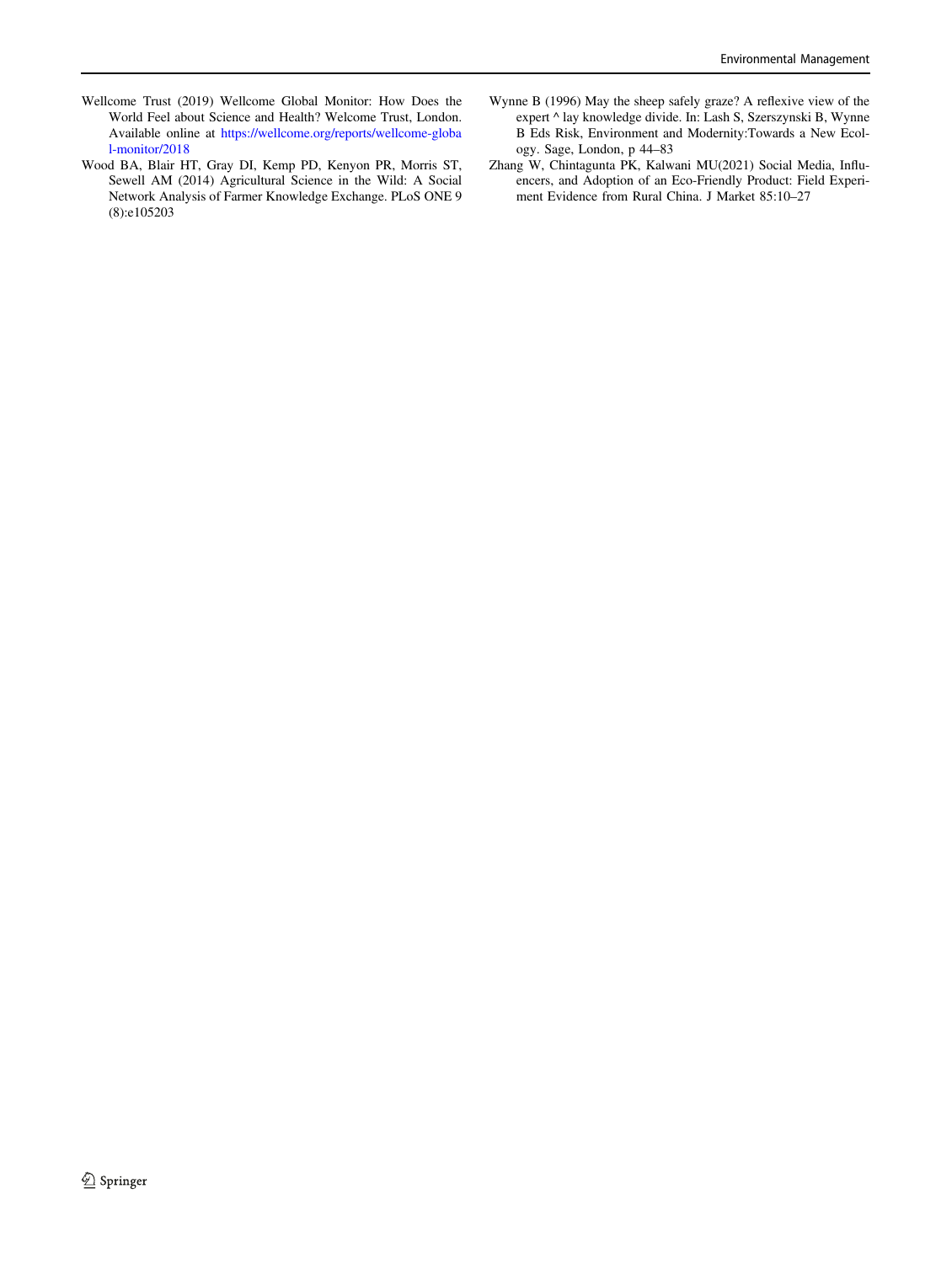Wellcome Trust (2019) Wellcome Global Monitor: How Does the World Feel about Science and Health? Welcome Trust, London. Available online at https://wellcome.org/reports/wellcome-global-monitor/2018

Wood BA, Blair HT, Gray DI, Kemp PD, Kenyon PR, Morris ST, Sewell AM (2014) Agricultural Science in the Wild: A Social Network Analysis of Farmer Knowledge Exchange. PLoS ONE 9 (8):e105203

Wynne B (1996) May the sheep safely graze? A reflexive view of the expert ^ lay knowledge divide. In: Lash S, Szerszynski B, Wynne B Eds Risk, Environment and Modernity:Towards a New Ecology. Sage, London, p 44–83

Zhang W, Chintagunta PK, Kalwani MU(2021) Social Media, Influencers, and Adoption of an Eco-Friendly Product: Field Experiment Evidence from Rural China. J Market 85:10–27